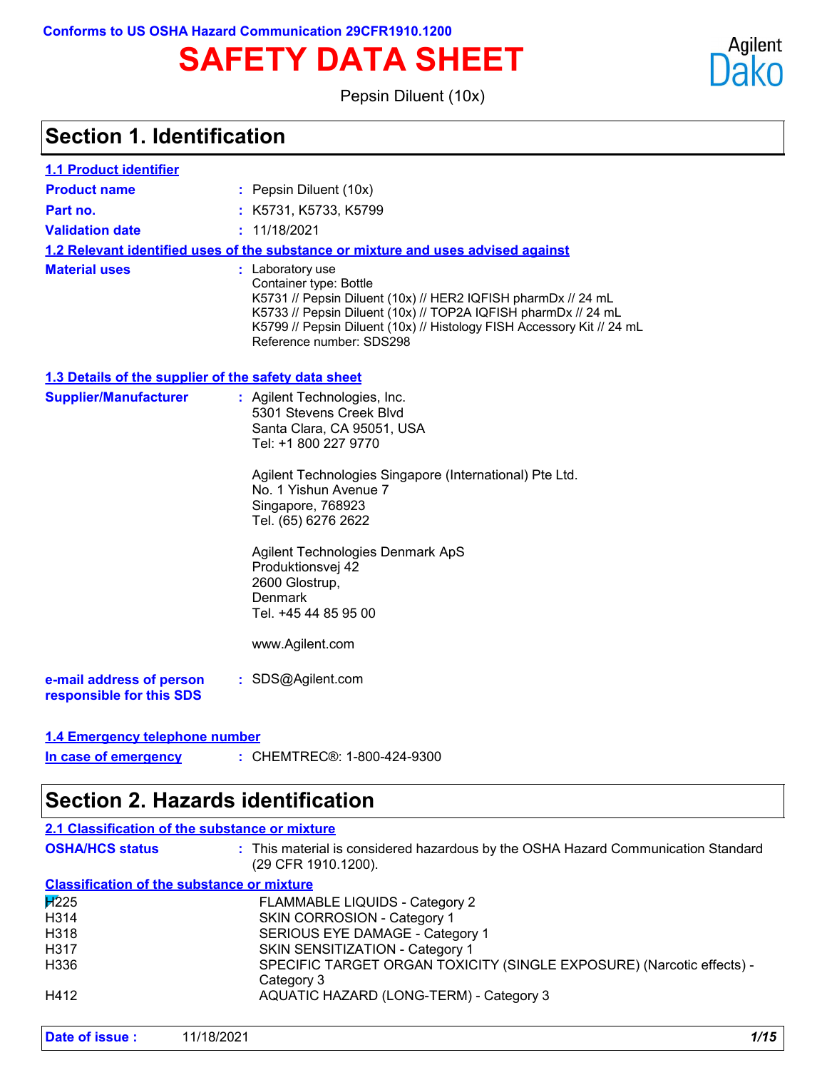Conforms to US OSHA Hazard Communication 29CFR1910.1200

# SAFETY DATA SHEET

Agilent Dako

Pepsin Diluent (10x)

## Section 1. Identification

### 1.1 Product identifier

| | | |
|---|---|---|
| **Product name** | : | Pepsin Diluent (10x) |
| **Part no.** | : | K5731, K5733, K5799 |
| **Validation date** | : | 11/18/2021 |

### 1.2 Relevant identified uses of the substance or mixture and uses advised against

**Material uses** : Laboratory use
Container type: Bottle
K5731 // Pepsin Diluent (10x) // HER2 IQFISH pharmDx // 24 mL
K5733 // Pepsin Diluent (10x) // TOP2A IQFISH pharmDx // 24 mL
K5799 // Pepsin Diluent (10x) // Histology FISH Accessory Kit // 24 mL
Reference number: SDS298

### 1.3 Details of the supplier of the safety data sheet

**Supplier/Manufacturer** : Agilent Technologies, Inc.
5301 Stevens Creek Blvd
Santa Clara, CA 95051, USA
Tel: +1 800 227 9770

Agilent Technologies Singapore (International) Pte Ltd.
No. 1 Yishun Avenue 7
Singapore, 768923
Tel. (65) 6276 2622

Agilent Technologies Denmark ApS
Produktionsvej 42
2600 Glostrup,
Denmark
Tel. +45 44 85 95 00

www.Agilent.com

**e-mail address of person responsible for this SDS** : SDS@Agilent.com

### 1.4 Emergency telephone number

**In case of emergency** : CHEMTREC®: 1-800-424-9300

## Section 2. Hazards identification

### 2.1 Classification of the substance or mixture

**OSHA/HCS status** : This material is considered hazardous by the OSHA Hazard Communication Standard (29 CFR 1910.1200).

**Classification of the substance or mixture**

| | |
|---|---|
| H225 | FLAMMABLE LIQUIDS - Category 2 |
| H314 | SKIN CORROSION - Category 1 |
| H318 | SERIOUS EYE DAMAGE - Category 1 |
| H317 | SKIN SENSITIZATION - Category 1 |
| H336 | SPECIFIC TARGET ORGAN TOXICITY (SINGLE EXPOSURE) (Narcotic effects) - Category 3 |
| H412 | AQUATIC HAZARD (LONG-TERM) - Category 3 |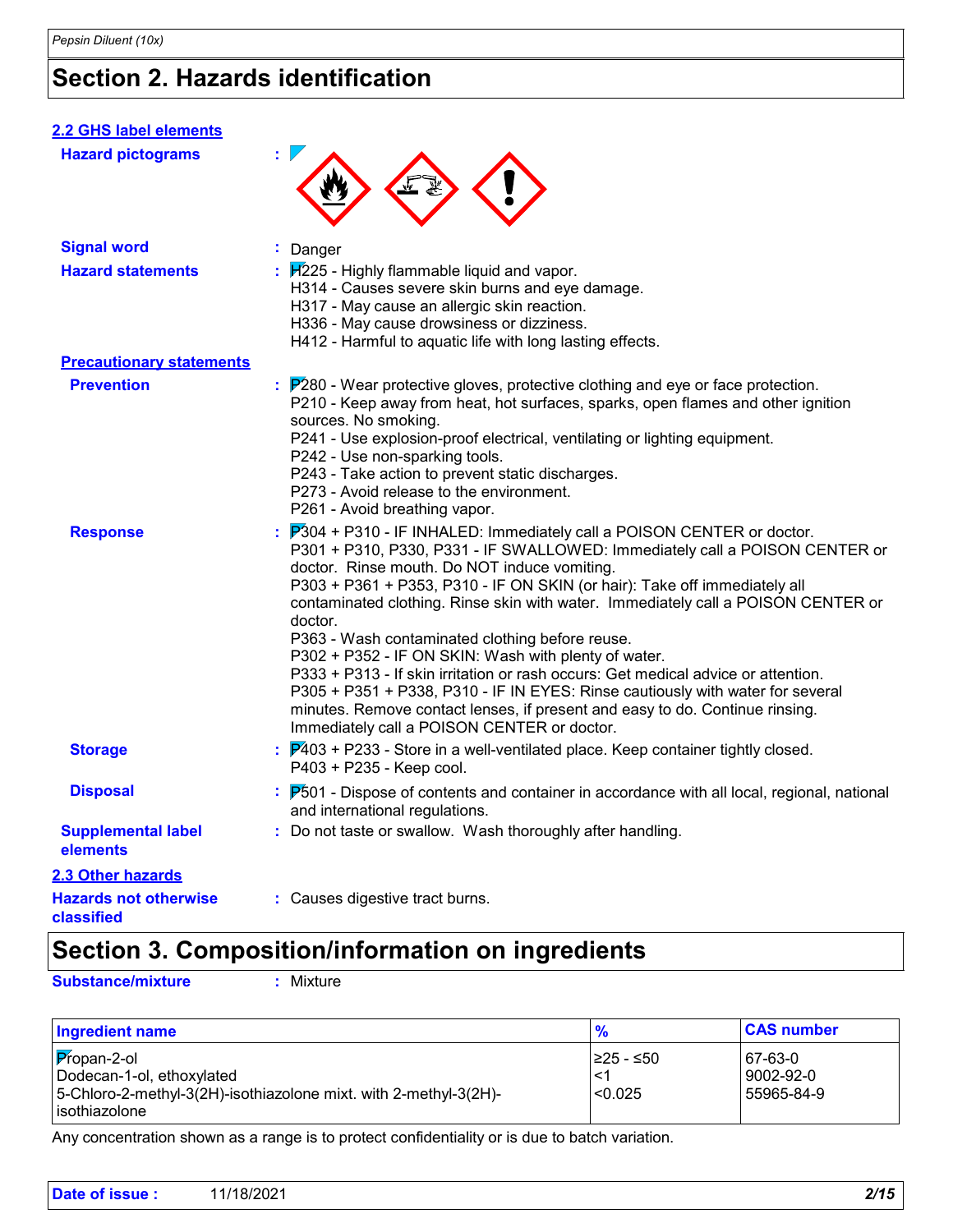# Section 2. Hazards identification

## 2.2 GHS label elements

**Hazard pictograms** :

**Signal word** : Danger

**Hazard statements** : H225 - Highly flammable liquid and vapor.
H314 - Causes severe skin burns and eye damage.
H317 - May cause an allergic skin reaction.
H336 - May cause drowsiness or dizziness.
H412 - Harmful to aquatic life with long lasting effects.

**Precautionary statements**

**Prevention** : P280 - Wear protective gloves, protective clothing and eye or face protection.
P210 - Keep away from heat, hot surfaces, sparks, open flames and other ignition sources. No smoking.
P241 - Use explosion-proof electrical, ventilating or lighting equipment.
P242 - Use non-sparking tools.
P243 - Take action to prevent static discharges.
P273 - Avoid release to the environment.
P261 - Avoid breathing vapor.

**Response** : P304 + P310 - IF INHALED: Immediately call a POISON CENTER or doctor.
P301 + P310, P330, P331 - IF SWALLOWED: Immediately call a POISON CENTER or doctor. Rinse mouth. Do NOT induce vomiting.
P303 + P361 + P353, P310 - IF ON SKIN (or hair): Take off immediately all contaminated clothing. Rinse skin with water. Immediately call a POISON CENTER or doctor.
P363 - Wash contaminated clothing before reuse.
P302 + P352 - IF ON SKIN: Wash with plenty of water.
P333 + P313 - If skin irritation or rash occurs: Get medical advice or attention.
P305 + P351 + P338, P310 - IF IN EYES: Rinse cautiously with water for several minutes. Remove contact lenses, if present and easy to do. Continue rinsing. Immediately call a POISON CENTER or doctor.

**Storage** : P403 + P233 - Store in a well-ventilated place. Keep container tightly closed.
P403 + P235 - Keep cool.

**Disposal** : P501 - Dispose of contents and container in accordance with all local, regional, national and international regulations.

**Supplemental label elements** : Do not taste or swallow. Wash thoroughly after handling.

## 2.3 Other hazards

**Hazards not otherwise classified** : Causes digestive tract burns.

# Section 3. Composition/information on ingredients

**Substance/mixture** : Mixture

| Ingredient name | % | CAS number |
|---|---|---|
| Propan-2-ol | ≥25 - ≤50 | 67-63-0 |
| Dodecan-1-ol, ethoxylated | <1 | 9002-92-0 |
| 5-Chloro-2-methyl-3(2H)-isothiazolone mixt. with 2-methyl-3(2H)-isothiazolone | <0.025 | 55965-84-9 |

Any concentration shown as a range is to protect confidentiality or is due to batch variation.

**Date of issue :** 11/18/2021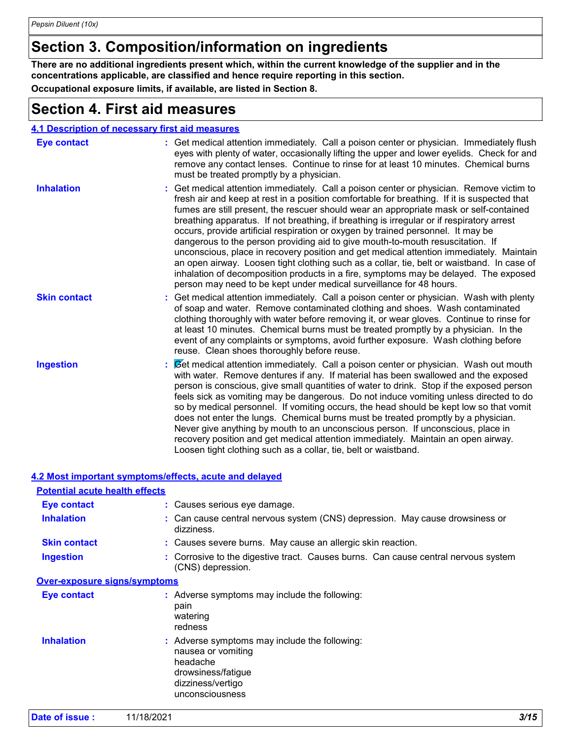# Section 3. Composition/information on ingredients

**There are no additional ingredients present which, within the current knowledge of the supplier and in the concentrations applicable, are classified and hence require reporting in this section.**

**Occupational exposure limits, if available, are listed in Section 8.**

# Section 4. First aid measures

## 4.1 Description of necessary first aid measures

**Eye contact** : Get medical attention immediately. Call a poison center or physician. Immediately flush eyes with plenty of water, occasionally lifting the upper and lower eyelids. Check for and remove any contact lenses. Continue to rinse for at least 10 minutes. Chemical burns must be treated promptly by a physician.

**Inhalation** : Get medical attention immediately. Call a poison center or physician. Remove victim to fresh air and keep at rest in a position comfortable for breathing. If it is suspected that fumes are still present, the rescuer should wear an appropriate mask or self-contained breathing apparatus. If not breathing, if breathing is irregular or if respiratory arrest occurs, provide artificial respiration or oxygen by trained personnel. It may be dangerous to the person providing aid to give mouth-to-mouth resuscitation. If unconscious, place in recovery position and get medical attention immediately. Maintain an open airway. Loosen tight clothing such as a collar, tie, belt or waistband. In case of inhalation of decomposition products in a fire, symptoms may be delayed. The exposed person may need to be kept under medical surveillance for 48 hours.

**Skin contact** : Get medical attention immediately. Call a poison center or physician. Wash with plenty of soap and water. Remove contaminated clothing and shoes. Wash contaminated clothing thoroughly with water before removing it, or wear gloves. Continue to rinse for at least 10 minutes. Chemical burns must be treated promptly by a physician. In the event of any complaints or symptoms, avoid further exposure. Wash clothing before reuse. Clean shoes thoroughly before reuse.

**Ingestion** : Get medical attention immediately. Call a poison center or physician. Wash out mouth with water. Remove dentures if any. If material has been swallowed and the exposed person is conscious, give small quantities of water to drink. Stop if the exposed person feels sick as vomiting may be dangerous. Do not induce vomiting unless directed to do so by medical personnel. If vomiting occurs, the head should be kept low so that vomit does not enter the lungs. Chemical burns must be treated promptly by a physician. Never give anything by mouth to an unconscious person. If unconscious, place in recovery position and get medical attention immediately. Maintain an open airway. Loosen tight clothing such as a collar, tie, belt or waistband.

## 4.2 Most important symptoms/effects, acute and delayed

### Potential acute health effects

**Eye contact** : Causes serious eye damage.

**Inhalation** : Can cause central nervous system (CNS) depression. May cause drowsiness or dizziness.

**Skin contact** : Causes severe burns. May cause an allergic skin reaction.

**Ingestion** : Corrosive to the digestive tract. Causes burns. Can cause central nervous system (CNS) depression.

### Over-exposure signs/symptoms

**Eye contact** : Adverse symptoms may include the following:
pain
watering
redness

**Inhalation** : Adverse symptoms may include the following:
nausea or vomiting
headache
drowsiness/fatigue
dizziness/vertigo
unconsciousness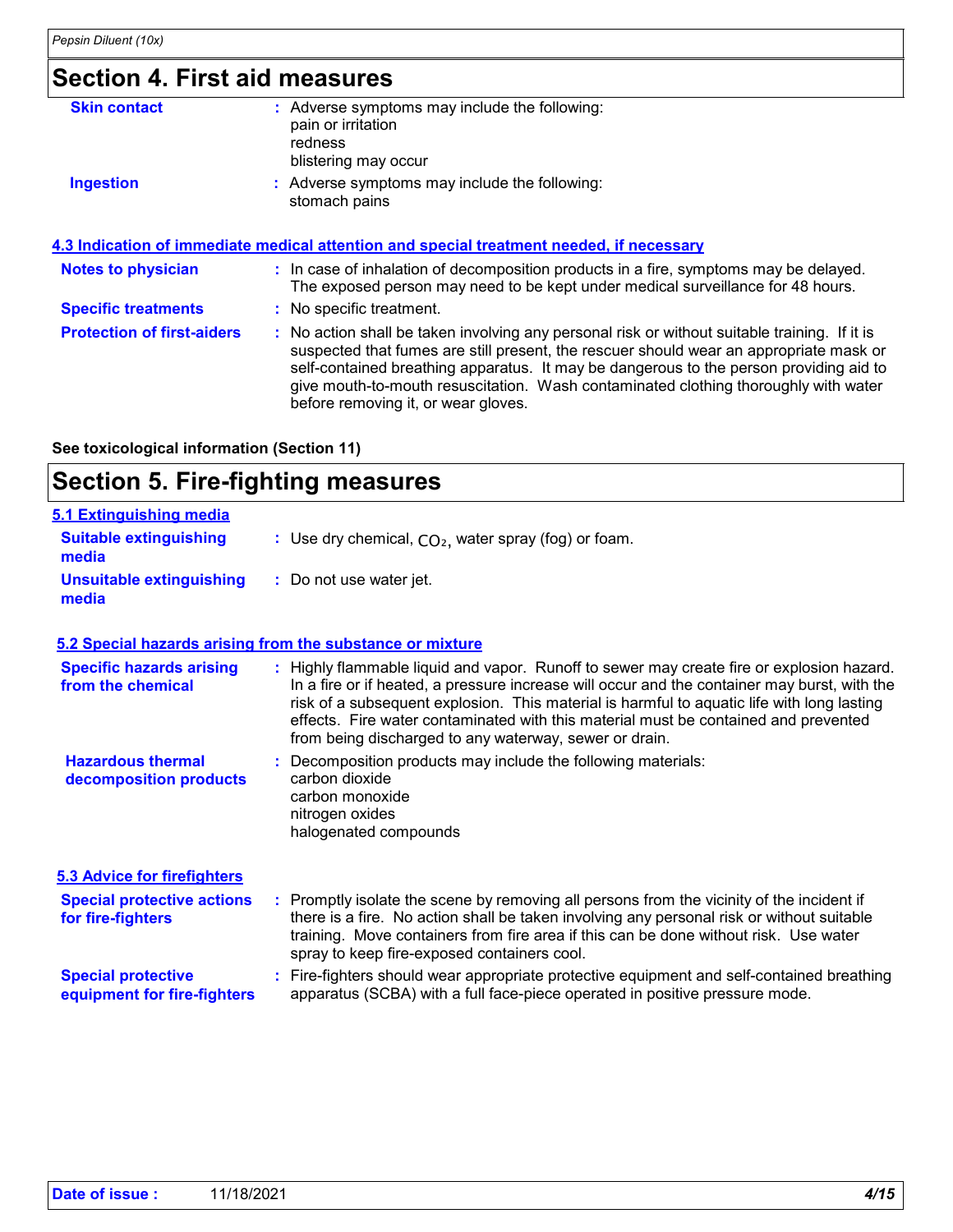## Section 4. First aid measures

| | |
|---|---|
| **Skin contact** | : Adverse symptoms may include the following:<br>pain or irritation<br>redness<br>blistering may occur |
| **Ingestion** | : Adverse symptoms may include the following:<br>stomach pains |

### 4.3 Indication of immediate medical attention and special treatment needed, if necessary

| | |
|---|---|
| **Notes to physician** | : In case of inhalation of decomposition products in a fire, symptoms may be delayed. The exposed person may need to be kept under medical surveillance for 48 hours. |
| **Specific treatments** | : No specific treatment. |
| **Protection of first-aiders** | : No action shall be taken involving any personal risk or without suitable training. If it is suspected that fumes are still present, the rescuer should wear an appropriate mask or self-contained breathing apparatus. It may be dangerous to the person providing aid to give mouth-to-mouth resuscitation. Wash contaminated clothing thoroughly with water before removing it, or wear gloves. |

**See toxicological information (Section 11)**

## Section 5. Fire-fighting measures

### 5.1 Extinguishing media

| | |
|---|---|
| **Suitable extinguishing media** | : Use dry chemical, $CO_2$, water spray (fog) or foam. |
| **Unsuitable extinguishing media** | : Do not use water jet. |

### 5.2 Special hazards arising from the substance or mixture

| | |
|---|---|
| **Specific hazards arising from the chemical** | : Highly flammable liquid and vapor. Runoff to sewer may create fire or explosion hazard. In a fire or if heated, a pressure increase will occur and the container may burst, with the risk of a subsequent explosion. This material is harmful to aquatic life with long lasting effects. Fire water contaminated with this material must be contained and prevented from being discharged to any waterway, sewer or drain. |
| **Hazardous thermal decomposition products** | : Decomposition products may include the following materials:<br>carbon dioxide<br>carbon monoxide<br>nitrogen oxides<br>halogenated compounds |

### 5.3 Advice for firefighters

| | |
|---|---|
| **Special protective actions for fire-fighters** | : Promptly isolate the scene by removing all persons from the vicinity of the incident if there is a fire. No action shall be taken involving any personal risk or without suitable training. Move containers from fire area if this can be done without risk. Use water spray to keep fire-exposed containers cool. |
| **Special protective equipment for fire-fighters** | : Fire-fighters should wear appropriate protective equipment and self-contained breathing apparatus (SCBA) with a full face-piece operated in positive pressure mode. |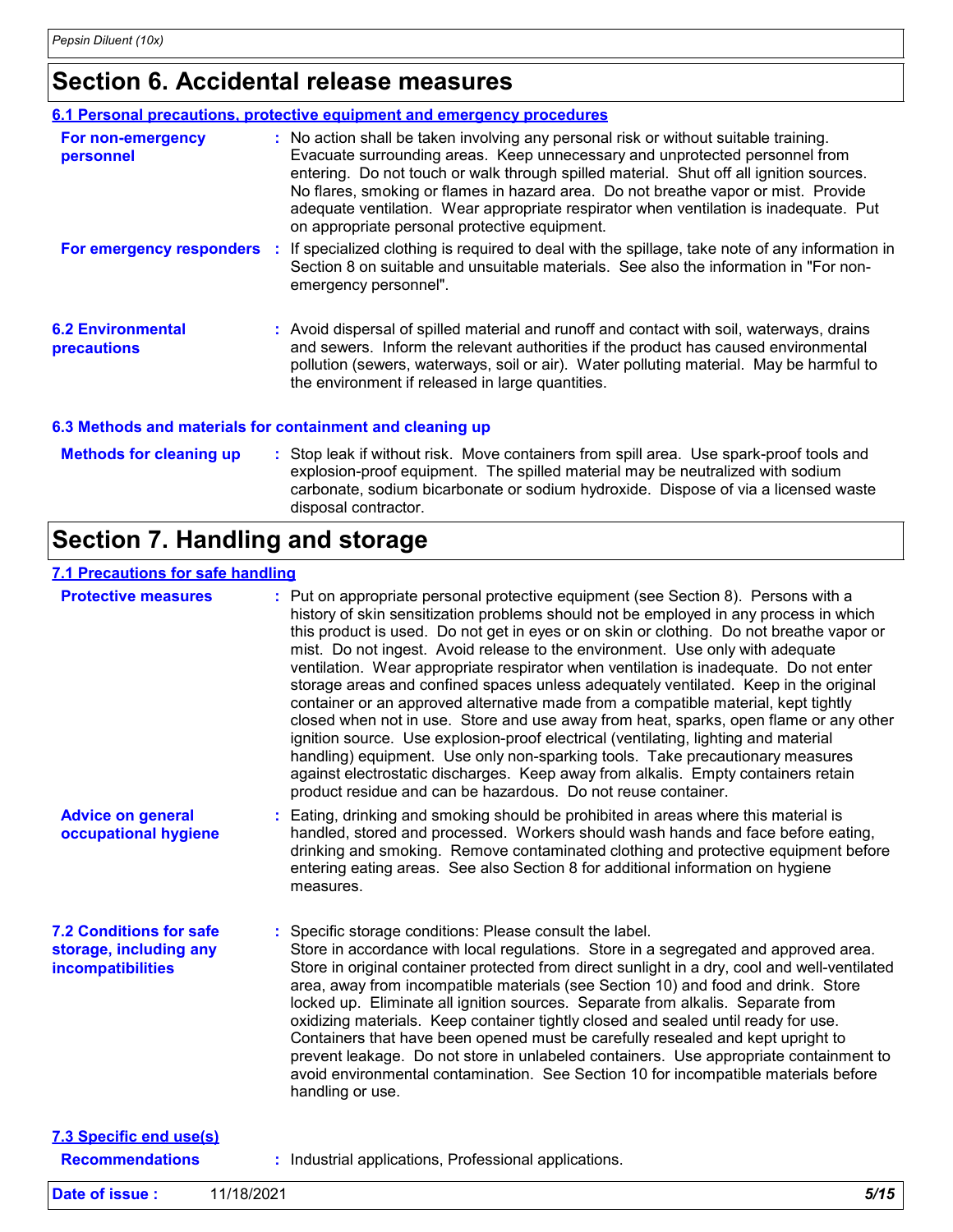## Section 6. Accidental release measures

### 6.1 Personal precautions, protective equipment and emergency procedures

**For non-emergency personnel** : No action shall be taken involving any personal risk or without suitable training. Evacuate surrounding areas. Keep unnecessary and unprotected personnel from entering. Do not touch or walk through spilled material. Shut off all ignition sources. No flares, smoking or flames in hazard area. Do not breathe vapor or mist. Provide adequate ventilation. Wear appropriate respirator when ventilation is inadequate. Put on appropriate personal protective equipment.

**For emergency responders** : If specialized clothing is required to deal with the spillage, take note of any information in Section 8 on suitable and unsuitable materials. See also the information in "For non-emergency personnel".

**6.2 Environmental precautions** : Avoid dispersal of spilled material and runoff and contact with soil, waterways, drains and sewers. Inform the relevant authorities if the product has caused environmental pollution (sewers, waterways, soil or air). Water polluting material. May be harmful to the environment if released in large quantities.

### 6.3 Methods and materials for containment and cleaning up

**Methods for cleaning up** : Stop leak if without risk. Move containers from spill area. Use spark-proof tools and explosion-proof equipment. The spilled material may be neutralized with sodium carbonate, sodium bicarbonate or sodium hydroxide. Dispose of via a licensed waste disposal contractor.

## Section 7. Handling and storage

### 7.1 Precautions for safe handling

**Protective measures** : Put on appropriate personal protective equipment (see Section 8). Persons with a history of skin sensitization problems should not be employed in any process in which this product is used. Do not get in eyes or on skin or clothing. Do not breathe vapor or mist. Do not ingest. Avoid release to the environment. Use only with adequate ventilation. Wear appropriate respirator when ventilation is inadequate. Do not enter storage areas and confined spaces unless adequately ventilated. Keep in the original container or an approved alternative made from a compatible material, kept tightly closed when not in use. Store and use away from heat, sparks, open flame or any other ignition source. Use explosion-proof electrical (ventilating, lighting and material handling) equipment. Use only non-sparking tools. Take precautionary measures against electrostatic discharges. Keep away from alkalis. Empty containers retain product residue and can be hazardous. Do not reuse container.

**Advice on general occupational hygiene** : Eating, drinking and smoking should be prohibited in areas where this material is handled, stored and processed. Workers should wash hands and face before eating, drinking and smoking. Remove contaminated clothing and protective equipment before entering eating areas. See also Section 8 for additional information on hygiene measures.

**7.2 Conditions for safe storage, including any incompatibilities** : Specific storage conditions: Please consult the label.
Store in accordance with local regulations. Store in a segregated and approved area. Store in original container protected from direct sunlight in a dry, cool and well-ventilated area, away from incompatible materials (see Section 10) and food and drink. Store locked up. Eliminate all ignition sources. Separate from alkalis. Separate from oxidizing materials. Keep container tightly closed and sealed until ready for use. Containers that have been opened must be carefully resealed and kept upright to prevent leakage. Do not store in unlabeled containers. Use appropriate containment to avoid environmental contamination. See Section 10 for incompatible materials before handling or use.

### 7.3 Specific end use(s)

**Recommendations** : Industrial applications, Professional applications.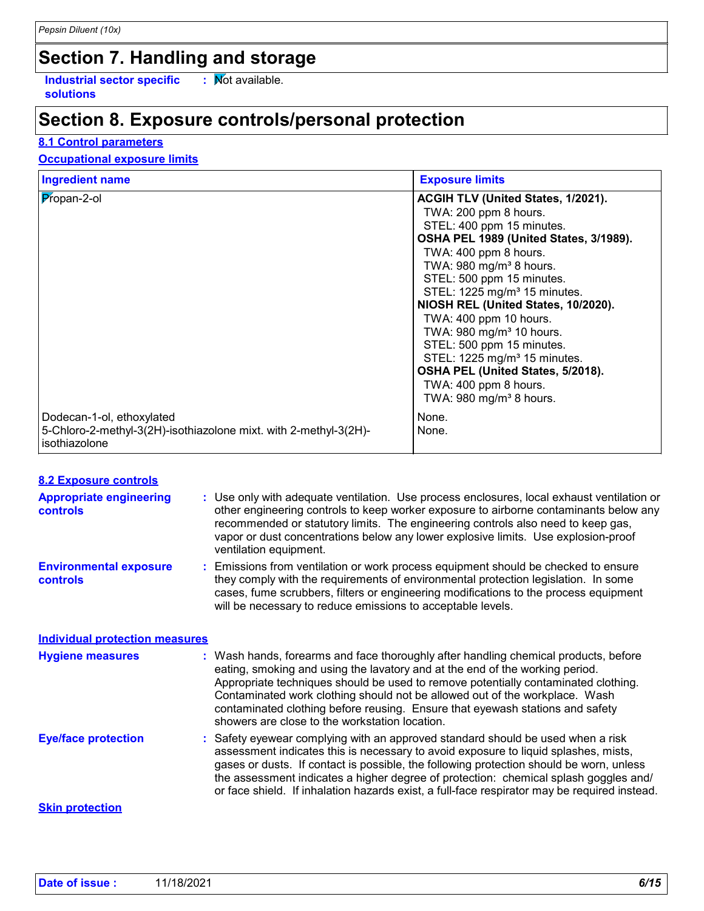# Section 7. Handling and storage

**Industrial sector specific solutions** : Not available.

# Section 8. Exposure controls/personal protection

## 8.1 Control parameters

### Occupational exposure limits

| Ingredient name | Exposure limits |
|---|---|
| Propan-2-ol | **ACGIH TLV (United States, 1/2021).**<br>TWA: 200 ppm 8 hours.<br>STEL: 400 ppm 15 minutes.<br>**OSHA PEL 1989 (United States, 3/1989).**<br>TWA: 400 ppm 8 hours.<br>TWA: 980 mg/m³ 8 hours.<br>STEL: 500 ppm 15 minutes.<br>STEL: 1225 mg/m³ 15 minutes.<br>**NIOSH REL (United States, 10/2020).**<br>TWA: 400 ppm 10 hours.<br>TWA: 980 mg/m³ 10 hours.<br>STEL: 500 ppm 15 minutes.<br>STEL: 1225 mg/m³ 15 minutes.<br>**OSHA PEL (United States, 5/2018).**<br>TWA: 400 ppm 8 hours.<br>TWA: 980 mg/m³ 8 hours. |
| Dodecan-1-ol, ethoxylated | None. |
| 5-Chloro-2-methyl-3(2H)-isothiazolone mixt. with 2-methyl-3(2H)-isothiazolone | None. |

## 8.2 Exposure controls

**Appropriate engineering controls** : Use only with adequate ventilation. Use process enclosures, local exhaust ventilation or other engineering controls to keep worker exposure to airborne contaminants below any recommended or statutory limits. The engineering controls also need to keep gas, vapor or dust concentrations below any lower explosive limits. Use explosion-proof ventilation equipment.

**Environmental exposure controls** : Emissions from ventilation or work process equipment should be checked to ensure they comply with the requirements of environmental protection legislation. In some cases, fume scrubbers, filters or engineering modifications to the process equipment will be necessary to reduce emissions to acceptable levels.

### Individual protection measures

**Hygiene measures** : Wash hands, forearms and face thoroughly after handling chemical products, before eating, smoking and using the lavatory and at the end of the working period. Appropriate techniques should be used to remove potentially contaminated clothing. Contaminated work clothing should not be allowed out of the workplace. Wash contaminated clothing before reusing. Ensure that eyewash stations and safety showers are close to the workstation location.

**Eye/face protection** : Safety eyewear complying with an approved standard should be used when a risk assessment indicates this is necessary to avoid exposure to liquid splashes, mists, gases or dusts. If contact is possible, the following protection should be worn, unless the assessment indicates a higher degree of protection: chemical splash goggles and/ or face shield. If inhalation hazards exist, a full-face respirator may be required instead.

### Skin protection

**Date of issue :** 11/18/2021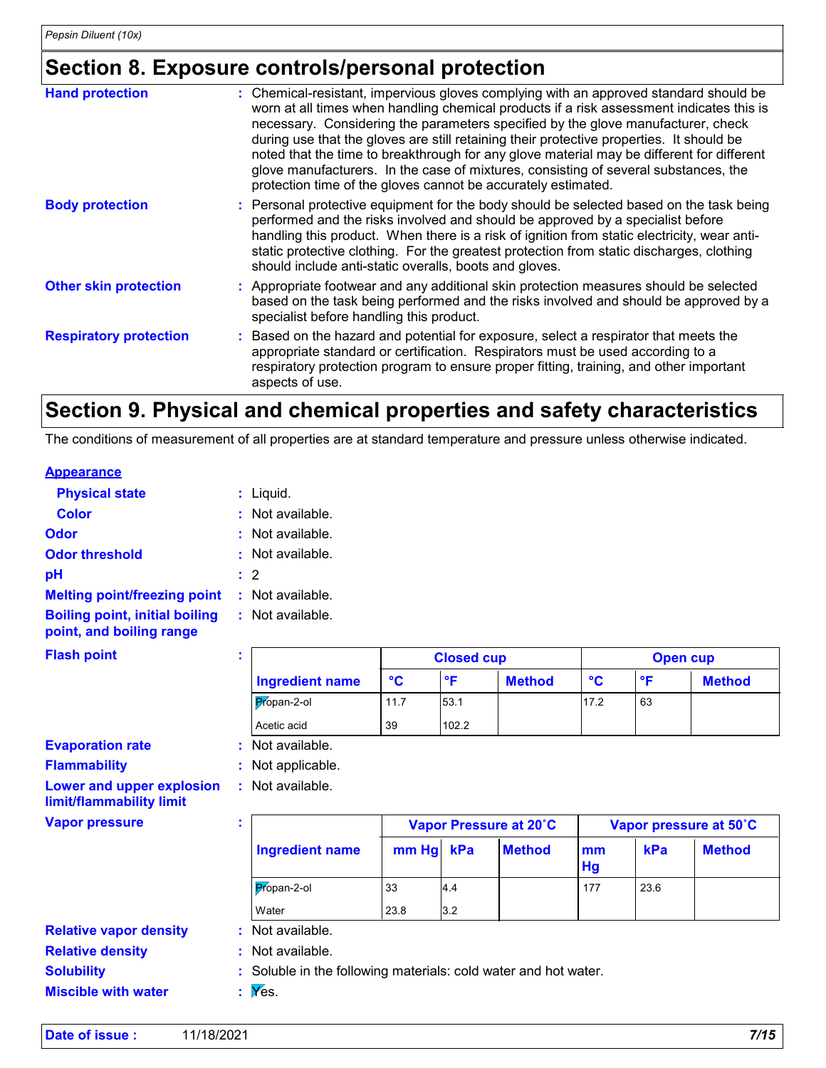## Section 8. Exposure controls/personal protection

**Hand protection** : Chemical-resistant, impervious gloves complying with an approved standard should be worn at all times when handling chemical products if a risk assessment indicates this is necessary. Considering the parameters specified by the glove manufacturer, check during use that the gloves are still retaining their protective properties. It should be noted that the time to breakthrough for any glove material may be different for different glove manufacturers. In the case of mixtures, consisting of several substances, the protection time of the gloves cannot be accurately estimated.

**Body protection** : Personal protective equipment for the body should be selected based on the task being performed and the risks involved and should be approved by a specialist before handling this product. When there is a risk of ignition from static electricity, wear anti-static protective clothing. For the greatest protection from static discharges, clothing should include anti-static overalls, boots and gloves.

**Other skin protection** : Appropriate footwear and any additional skin protection measures should be selected based on the task being performed and the risks involved and should be approved by a specialist before handling this product.

**Respiratory protection** : Based on the hazard and potential for exposure, select a respirator that meets the appropriate standard or certification. Respirators must be used according to a respiratory protection program to ensure proper fitting, training, and other important aspects of use.

## Section 9. Physical and chemical properties and safety characteristics

The conditions of measurement of all properties are at standard temperature and pressure unless otherwise indicated.

**Appearance**

**Physical state** : Liquid.

**Color** : Not available.

**Odor** : Not available.

**Odor threshold** : Not available.

**pH** : 2

**Melting point/freezing point** : Not available.

**Boiling point, initial boiling point, and boiling range** : Not available.

**Flash point** :

| Ingredient name | Closed cup °C | Closed cup °F | Closed cup Method | Open cup °C | Open cup °F | Open cup Method |
|---|---|---|---|---|---|---|
| Propan-2-ol | 11.7 | 53.1 | | 17.2 | 63 | |
| Acetic acid | 39 | 102.2 | | | | |

**Evaporation rate** : Not available.

**Flammability** : Not applicable.

**Lower and upper explosion limit/flammability limit** : Not available.

**Vapor pressure** :

| Ingredient name | Vapor Pressure at 20˚C mm Hg | Vapor Pressure at 20˚C kPa | Vapor Pressure at 20˚C Method | Vapor pressure at 50˚C mm Hg | Vapor pressure at 50˚C kPa | Vapor pressure at 50˚C Method |
|---|---|---|---|---|---|---|
| Propan-2-ol | 33 | 4.4 | | 177 | 23.6 | |
| Water | 23.8 | 3.2 | | | | |

**Relative vapor density** : Not available.

**Relative density** : Not available.

**Solubility** : Soluble in the following materials: cold water and hot water.

**Miscible with water** : Yes.

**Date of issue :** 11/18/2021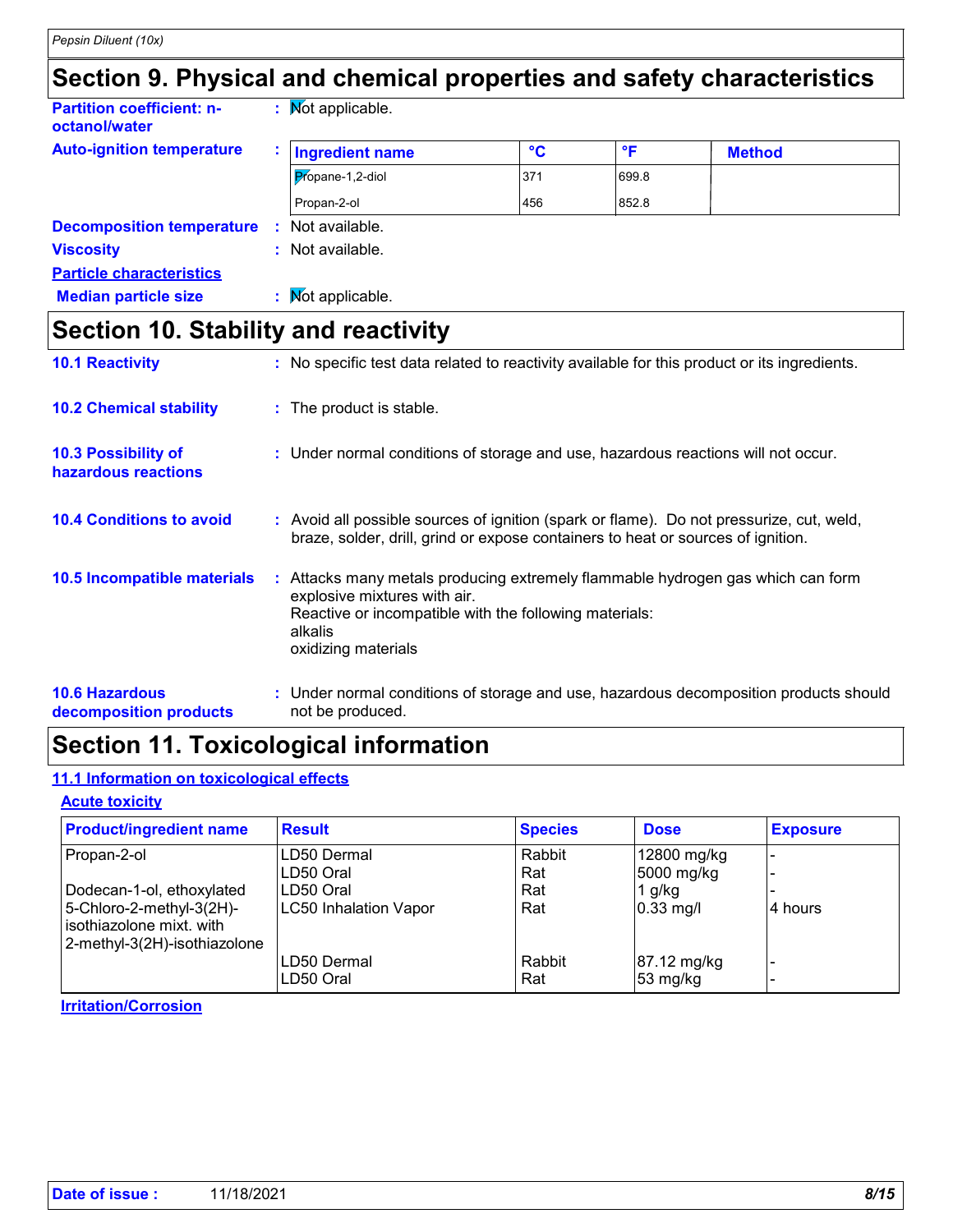# Section 9. Physical and chemical properties and safety characteristics

**Partition coefficient: n-octanol/water** : Not applicable.

**Auto-ignition temperature** :

| Ingredient name | °C | °F | Method |
|---|---|---|---|
| Propane-1,2-diol | 371 | 699.8 | |
| Propan-2-ol | 456 | 852.8 | |

**Decomposition temperature** : Not available.

**Viscosity** : Not available.

**Particle characteristics**

**Median particle size** : Not applicable.

# Section 10. Stability and reactivity

**10.1 Reactivity** : No specific test data related to reactivity available for this product or its ingredients.

**10.2 Chemical stability** : The product is stable.

**10.3 Possibility of hazardous reactions** : Under normal conditions of storage and use, hazardous reactions will not occur.

**10.4 Conditions to avoid** : Avoid all possible sources of ignition (spark or flame). Do not pressurize, cut, weld, braze, solder, drill, grind or expose containers to heat or sources of ignition.

**10.5 Incompatible materials** : Attacks many metals producing extremely flammable hydrogen gas which can form explosive mixtures with air.
Reactive or incompatible with the following materials:
alkalis
oxidizing materials

**10.6 Hazardous decomposition products** : Under normal conditions of storage and use, hazardous decomposition products should not be produced.

# Section 11. Toxicological information

## 11.1 Information on toxicological effects

### Acute toxicity

| Product/ingredient name | Result | Species | Dose | Exposure |
|---|---|---|---|---|
| Propan-2-ol | LD50 Dermal | Rabbit | 12800 mg/kg | - |
| | LD50 Oral | Rat | 5000 mg/kg | - |
| Dodecan-1-ol, ethoxylated | LD50 Oral | Rat | 1 g/kg | - |
| 5-Chloro-2-methyl-3(2H)-isothiazolone mixt. with 2-methyl-3(2H)-isothiazolone | LC50 Inhalation Vapor | Rat | 0.33 mg/l | 4 hours |
| | LD50 Dermal | Rabbit | 87.12 mg/kg | - |
| | LD50 Oral | Rat | 53 mg/kg | - |

### Irritation/Corrosion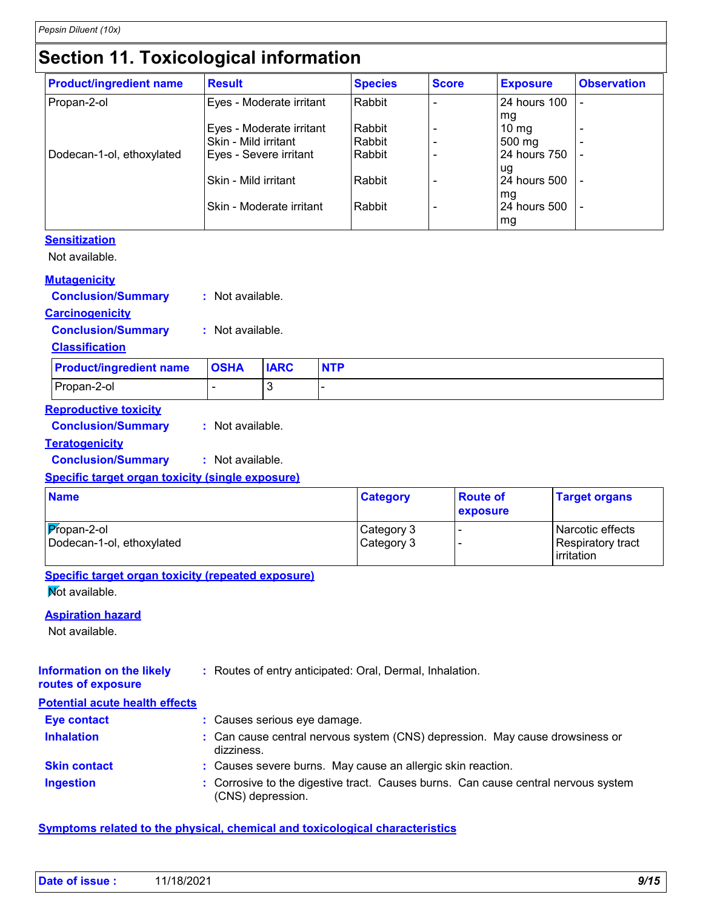# Section 11. Toxicological information

| Product/ingredient name | Result | Species | Score | Exposure | Observation |
|---|---|---|---|---|---|
| Propan-2-ol | Eyes - Moderate irritant | Rabbit | - | 24 hours 100 mg | - |
| | Eyes - Moderate irritant | Rabbit | - | 10 mg | - |
| | Skin - Mild irritant | Rabbit | - | 500 mg | - |
| Dodecan-1-ol, ethoxylated | Eyes - Severe irritant | Rabbit | - | 24 hours 750 ug | - |
| | Skin - Mild irritant | Rabbit | - | 24 hours 500 mg | - |
| | Skin - Moderate irritant | Rabbit | - | 24 hours 500 mg | - |

**Sensitization**

Not available.

**Mutagenicity**

**Conclusion/Summary** : Not available.

**Carcinogenicity**

**Conclusion/Summary** : Not available.

**Classification**

| Product/ingredient name | OSHA | IARC | NTP |
|---|---|---|---|
| Propan-2-ol | - | 3 | - |

**Reproductive toxicity**

**Conclusion/Summary** : Not available.

**Teratogenicity**

**Conclusion/Summary** : Not available.

**Specific target organ toxicity (single exposure)**

| Name | Category | Route of exposure | Target organs |
|---|---|---|---|
| Propan-2-ol | Category 3 | - | Narcotic effects |
| Dodecan-1-ol, ethoxylated | Category 3 | - | Respiratory tract irritation |

**Specific target organ toxicity (repeated exposure)**

Not available.

**Aspiration hazard**

Not available.

**Information on the likely routes of exposure** : Routes of entry anticipated: Oral, Dermal, Inhalation.

**Potential acute health effects**

**Eye contact** : Causes serious eye damage.

**Inhalation** : Can cause central nervous system (CNS) depression. May cause drowsiness or dizziness.

**Skin contact** : Causes severe burns. May cause an allergic skin reaction.

**Ingestion** : Corrosive to the digestive tract. Causes burns. Can cause central nervous system (CNS) depression.

**Symptoms related to the physical, chemical and toxicological characteristics**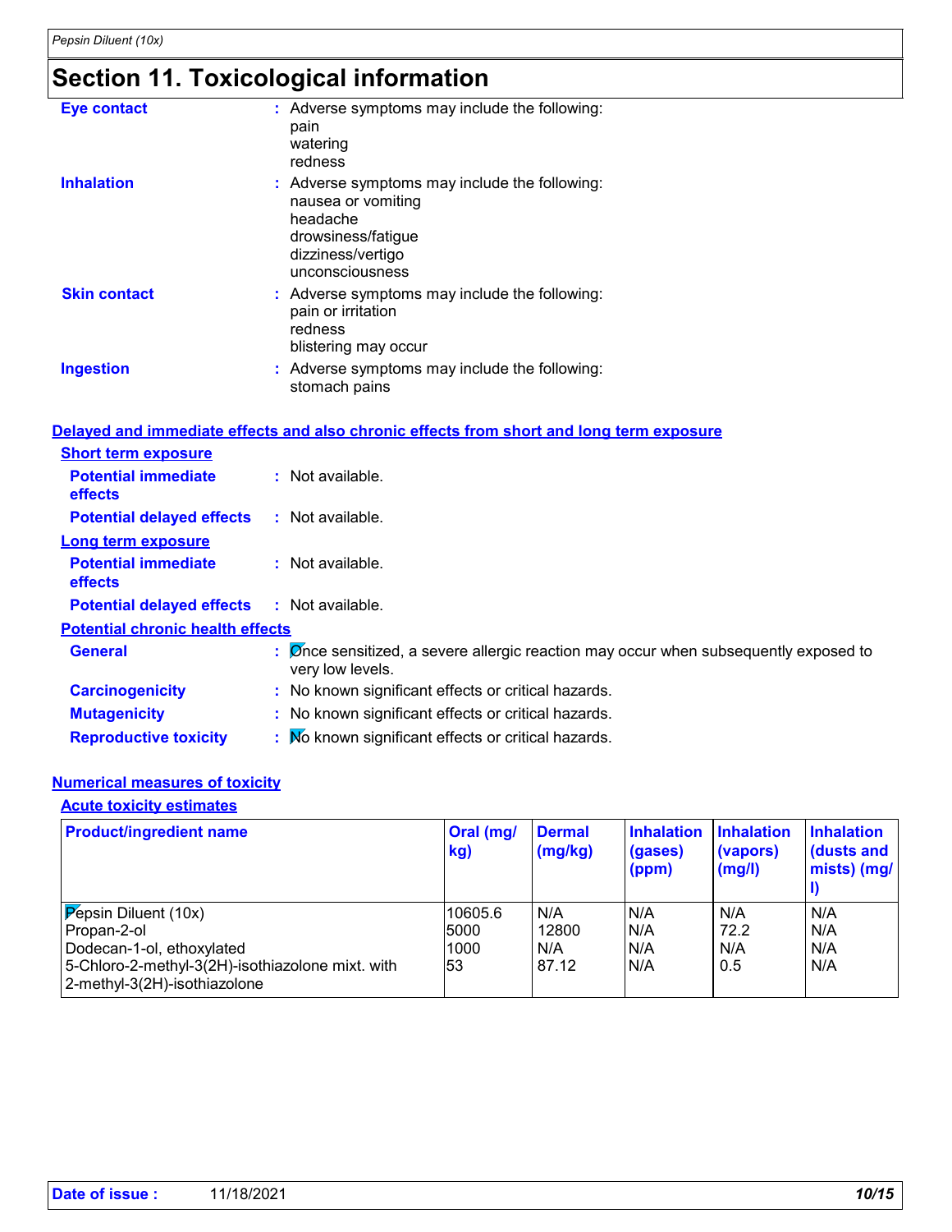# Section 11. Toxicological information

**Eye contact** : Adverse symptoms may include the following:
pain
watering
redness

**Inhalation** : Adverse symptoms may include the following:
nausea or vomiting
headache
drowsiness/fatigue
dizziness/vertigo
unconsciousness

**Skin contact** : Adverse symptoms may include the following:
pain or irritation
redness
blistering may occur

**Ingestion** : Adverse symptoms may include the following:
stomach pains

## Delayed and immediate effects and also chronic effects from short and long term exposure

### Short term exposure

**Potential immediate effects** : Not available.

**Potential delayed effects** : Not available.

### Long term exposure

**Potential immediate effects** : Not available.

**Potential delayed effects** : Not available.

### Potential chronic health effects

**General** : Once sensitized, a severe allergic reaction may occur when subsequently exposed to very low levels.

**Carcinogenicity** : No known significant effects or critical hazards.

**Mutagenicity** : No known significant effects or critical hazards.

**Reproductive toxicity** : No known significant effects or critical hazards.

## Numerical measures of toxicity

### Acute toxicity estimates

| Product/ingredient name | Oral (mg/kg) | Dermal (mg/kg) | Inhalation (gases) (ppm) | Inhalation (vapors) (mg/l) | Inhalation (dusts and mists) (mg/l) |
|---|---|---|---|---|---|
| Pepsin Diluent (10x) | 10605.6 | N/A | N/A | N/A | N/A |
| Propan-2-ol | 5000 | 12800 | N/A | 72.2 | N/A |
| Dodecan-1-ol, ethoxylated | 1000 | N/A | N/A | N/A | N/A |
| 5-Chloro-2-methyl-3(2H)-isothiazolone mixt. with 2-methyl-3(2H)-isothiazolone | 53 | 87.12 | N/A | 0.5 | N/A |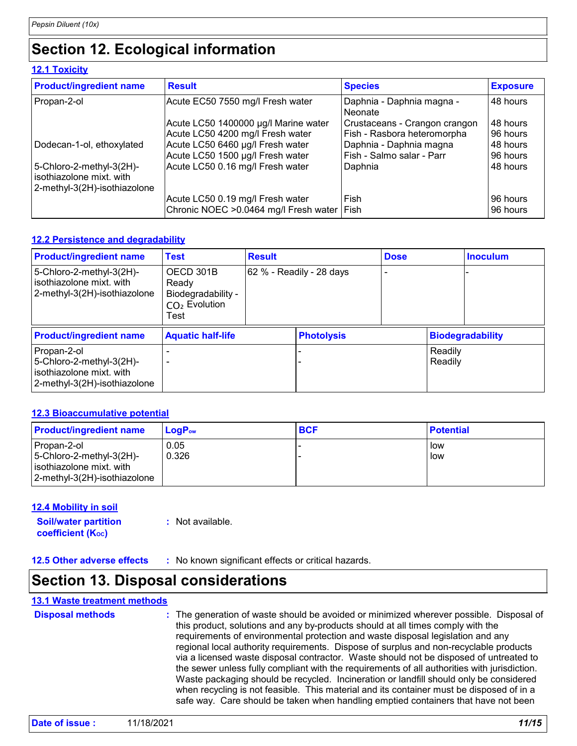# Section 12. Ecological information

### 12.1 Toxicity

| Product/ingredient name | Result | Species | Exposure |
|---|---|---|---|
| Propan-2-ol | Acute EC50 7550 mg/l Fresh water | Daphnia - Daphnia magna - Neonate | 48 hours |
| | Acute LC50 1400000 µg/l Marine water | Crustaceans - Crangon crangon | 48 hours |
| | Acute LC50 4200 mg/l Fresh water | Fish - Rasbora heteromorpha | 96 hours |
| Dodecan-1-ol, ethoxylated | Acute LC50 6460 µg/l Fresh water | Daphnia - Daphnia magna | 48 hours |
| | Acute LC50 1500 µg/l Fresh water | Fish - Salmo salar - Parr | 96 hours |
| 5-Chloro-2-methyl-3(2H)-isothiazolone mixt. with 2-methyl-3(2H)-isothiazolone | Acute LC50 0.16 mg/l Fresh water | Daphnia | 48 hours |
| | Acute LC50 0.19 mg/l Fresh water | Fish | 96 hours |
| | Chronic NOEC >0.0464 mg/l Fresh water | Fish | 96 hours |

### 12.2 Persistence and degradability

| Product/ingredient name | Test | Result | Dose | Inoculum |
|---|---|---|---|---|
| 5-Chloro-2-methyl-3(2H)-isothiazolone mixt. with 2-methyl-3(2H)-isothiazolone | OECD 301B Ready Biodegradability - $CO_2$ Evolution Test | 62 % - Readily - 28 days | - | - |

| Product/ingredient name | Aquatic half-life | Photolysis | Biodegradability |
|---|---|---|---|
| Propan-2-ol | - | - | Readily |
| 5-Chloro-2-methyl-3(2H)-isothiazolone mixt. with 2-methyl-3(2H)-isothiazolone | - | - | Readily |

### 12.3 Bioaccumulative potential

| Product/ingredient name | $LogP_{ow}$ | BCF | Potential |
|---|---|---|---|
| Propan-2-ol | 0.05 | - | low |
| 5-Chloro-2-methyl-3(2H)-isothiazolone mixt. with 2-methyl-3(2H)-isothiazolone | 0.326 | - | low |

### 12.4 Mobility in soil

**Soil/water partition coefficient ($K_{OC}$)** : Not available.

**12.5 Other adverse effects** : No known significant effects or critical hazards.

# Section 13. Disposal considerations

### 13.1 Waste treatment methods

**Disposal methods** : The generation of waste should be avoided or minimized wherever possible. Disposal of this product, solutions and any by-products should at all times comply with the requirements of environmental protection and waste disposal legislation and any regional local authority requirements. Dispose of surplus and non-recyclable products via a licensed waste disposal contractor. Waste should not be disposed of untreated to the sewer unless fully compliant with the requirements of all authorities with jurisdiction. Waste packaging should be recycled. Incineration or landfill should only be considered when recycling is not feasible. This material and its container must be disposed of in a safe way. Care should be taken when handling emptied containers that have not been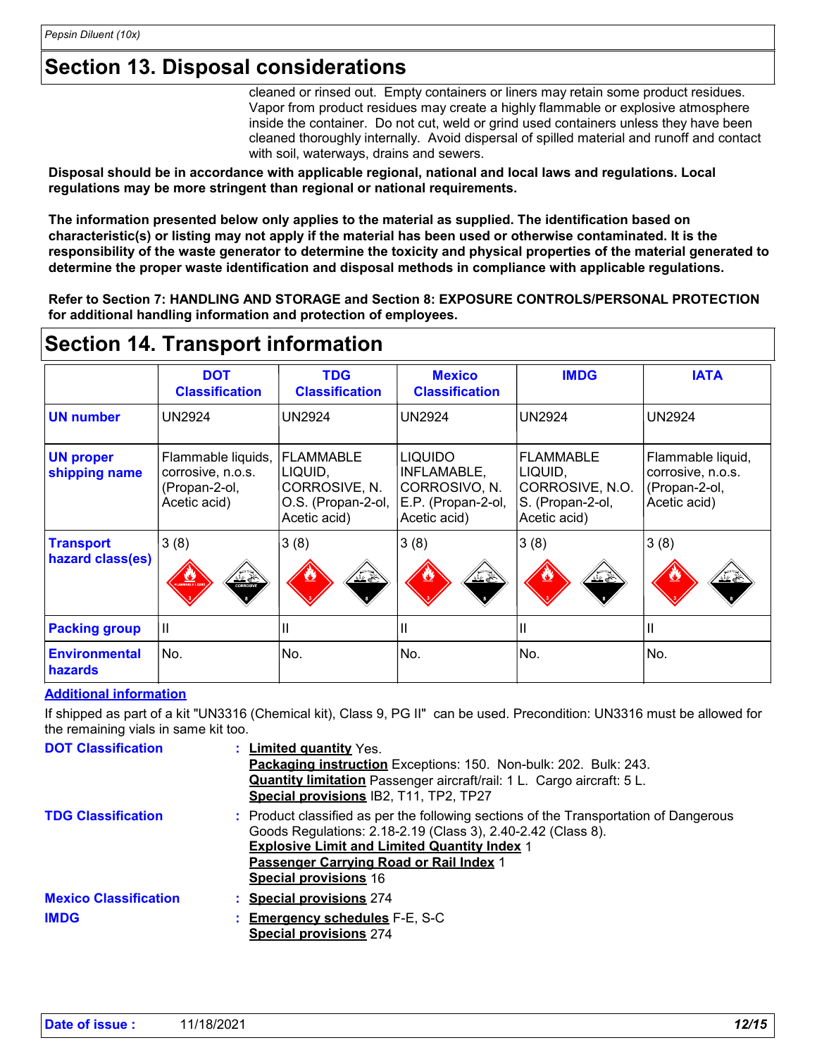## Section 13. Disposal considerations

cleaned or rinsed out. Empty containers or liners may retain some product residues. Vapor from product residues may create a highly flammable or explosive atmosphere inside the container. Do not cut, weld or grind used containers unless they have been cleaned thoroughly internally. Avoid dispersal of spilled material and runoff and contact with soil, waterways, drains and sewers.

**Disposal should be in accordance with applicable regional, national and local laws and regulations. Local regulations may be more stringent than regional or national requirements.**

**The information presented below only applies to the material as supplied. The identification based on characteristic(s) or listing may not apply if the material has been used or otherwise contaminated. It is the responsibility of the waste generator to determine the toxicity and physical properties of the material generated to determine the proper waste identification and disposal methods in compliance with applicable regulations.**

**Refer to Section 7: HANDLING AND STORAGE and Section 8: EXPOSURE CONTROLS/PERSONAL PROTECTION for additional handling information and protection of employees.**

## Section 14. Transport information

| | DOT Classification | TDG Classification | Mexico Classification | IMDG | IATA |
|---|---|---|---|---|---|
| **UN number** | UN2924 | UN2924 | UN2924 | UN2924 | UN2924 |
| **UN proper shipping name** | Flammable liquids, corrosive, n.o.s. (Propan-2-ol, Acetic acid) | FLAMMABLE LIQUID, CORROSIVE, N. O.S. (Propan-2-ol, Acetic acid) | LIQUIDO INFLAMABLE, CORROSIVO, N. E.P. (Propan-2-ol, Acetic acid) | FLAMMABLE LIQUID, CORROSIVE, N.O. S. (Propan-2-ol, Acetic acid) | Flammable liquid, corrosive, n.o.s. (Propan-2-ol, Acetic acid) |
| **Transport hazard class(es)** | 3 (8) | 3 (8) | 3 (8) | 3 (8) | 3 (8) |
| **Packing group** | II | II | II | II | II |
| **Environmental hazards** | No. | No. | No. | No. | No. |

**Additional information**

If shipped as part of a kit "UN3316 (Chemical kit), Class 9, PG II" can be used. Precondition: UN3316 must be allowed for the remaining vials in same kit too.

**DOT Classification** : **Limited quantity** Yes.
**Packaging instruction** Exceptions: 150. Non-bulk: 202. Bulk: 243.
**Quantity limitation** Passenger aircraft/rail: 1 L. Cargo aircraft: 5 L.
**Special provisions** IB2, T11, TP2, TP27

**TDG Classification** : Product classified as per the following sections of the Transportation of Dangerous Goods Regulations: 2.18-2.19 (Class 3), 2.40-2.42 (Class 8).
**Explosive Limit and Limited Quantity Index** 1
**Passenger Carrying Road or Rail Index** 1
**Special provisions** 16

**Mexico Classification** : **Special provisions** 274

**IMDG** : **Emergency schedules** F-E, S-C
**Special provisions** 274

**Date of issue :** 11/18/2021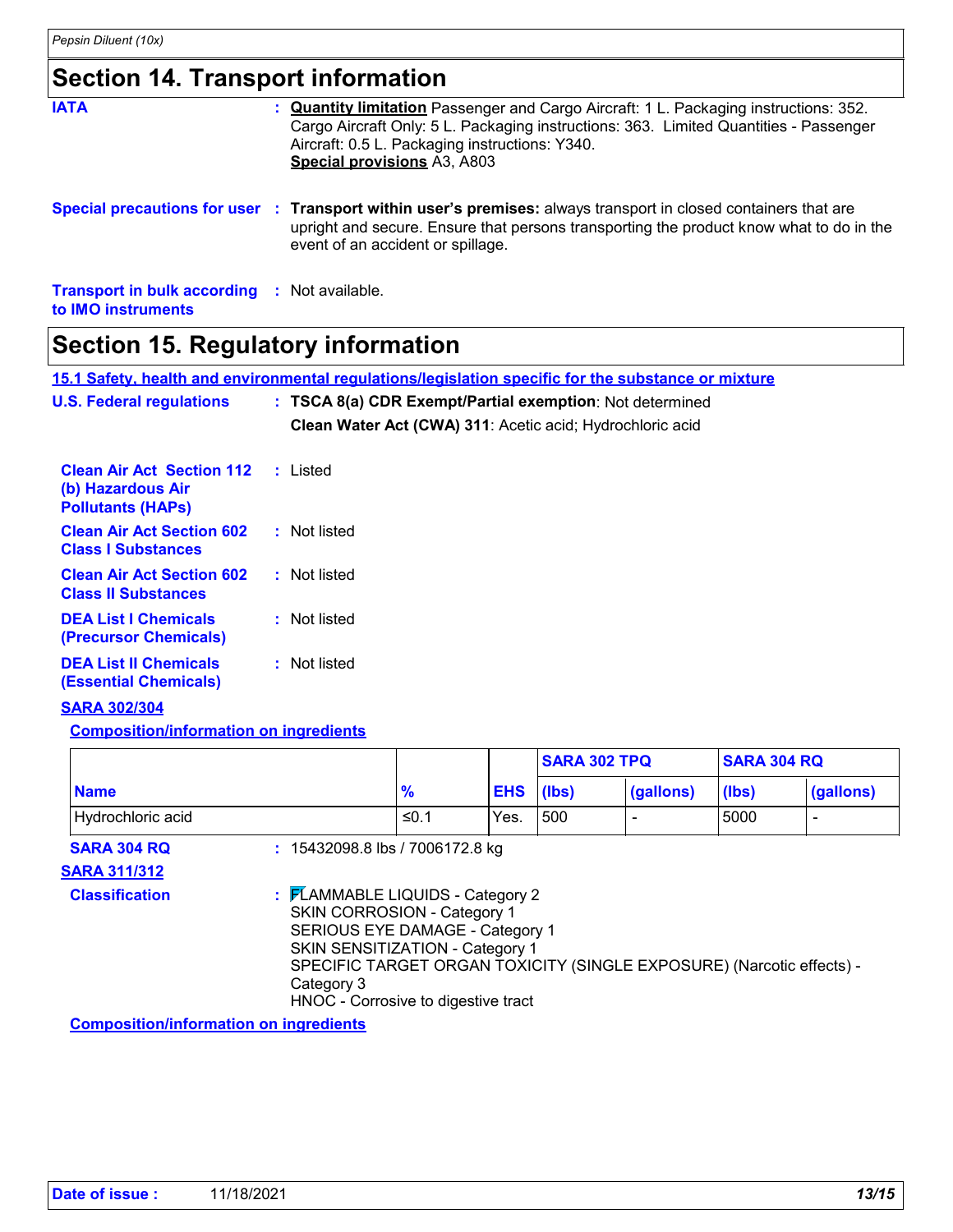## Section 14. Transport information

**IATA** : **Quantity limitation** Passenger and Cargo Aircraft: 1 L. Packaging instructions: 352. Cargo Aircraft Only: 5 L. Packaging instructions: 363. Limited Quantities - Passenger Aircraft: 0.5 L. Packaging instructions: Y340.
**Special provisions** A3, A803

**Special precautions for user** : **Transport within user's premises:** always transport in closed containers that are upright and secure. Ensure that persons transporting the product know what to do in the event of an accident or spillage.

**Transport in bulk according to IMO instruments** : Not available.

## Section 15. Regulatory information

**15.1 Safety, health and environmental regulations/legislation specific for the substance or mixture**

**U.S. Federal regulations** : **TSCA 8(a) CDR Exempt/Partial exemption**: Not determined
**Clean Water Act (CWA) 311**: Acetic acid; Hydrochloric acid

**Clean Air Act Section 112 (b) Hazardous Air Pollutants (HAPs)** : Listed

**Clean Air Act Section 602 Class I Substances** : Not listed

**Clean Air Act Section 602 Class II Substances** : Not listed

**DEA List I Chemicals (Precursor Chemicals)** : Not listed

**DEA List II Chemicals (Essential Chemicals)** : Not listed

**SARA 302/304**

**Composition/information on ingredients**

| | | | SARA 302 TPQ | | SARA 304 RQ | |
|---|---|---|---|---|---|---|
| **Name** | **%** | **EHS** | **(lbs)** | **(gallons)** | **(lbs)** | **(gallons)** |
| Hydrochloric acid | ≤0.1 | Yes. | 500 | - | 5000 | - |

**SARA 304 RQ** : 15432098.8 lbs / 7006172.8 kg

**SARA 311/312**

**Classification** : FLAMMABLE LIQUIDS - Category 2
SKIN CORROSION - Category 1
SERIOUS EYE DAMAGE - Category 1
SKIN SENSITIZATION - Category 1
SPECIFIC TARGET ORGAN TOXICITY (SINGLE EXPOSURE) (Narcotic effects) - Category 3
HNOC - Corrosive to digestive tract

**Composition/information on ingredients**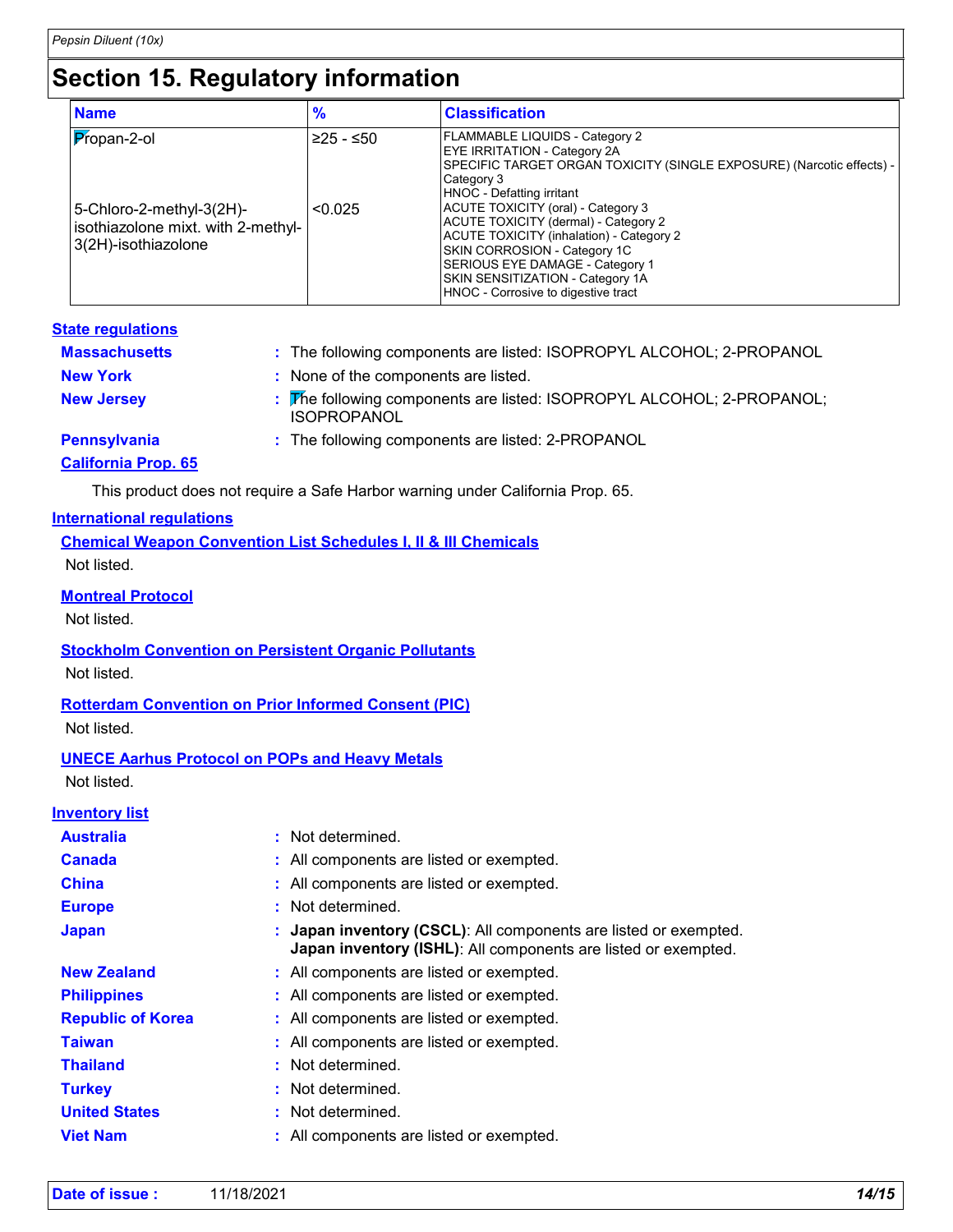# Section 15. Regulatory information

| Name | % | Classification |
| --- | --- | --- |
| Propan-2-ol | ≥25 - ≤50 | FLAMMABLE LIQUIDS - Category 2<br>EYE IRRITATION - Category 2A<br>SPECIFIC TARGET ORGAN TOXICITY (SINGLE EXPOSURE) (Narcotic effects) - Category 3<br>HNOC - Defatting irritant |
| 5-Chloro-2-methyl-3(2H)-isothiazolone mixt. with 2-methyl-3(2H)-isothiazolone | <0.025 | ACUTE TOXICITY (oral) - Category 3<br>ACUTE TOXICITY (dermal) - Category 2<br>ACUTE TOXICITY (inhalation) - Category 2<br>SKIN CORROSION - Category 1C<br>SERIOUS EYE DAMAGE - Category 1<br>SKIN SENSITIZATION - Category 1A<br>HNOC - Corrosive to digestive tract |

## State regulations

**Massachusetts** : The following components are listed: ISOPROPYL ALCOHOL; 2-PROPANOL

**New York** : None of the components are listed.

**New Jersey** : The following components are listed: ISOPROPYL ALCOHOL; 2-PROPANOL; ISOPROPANOL

**Pennsylvania** : The following components are listed: 2-PROPANOL

### California Prop. 65

This product does not require a Safe Harbor warning under California Prop. 65.

## International regulations

### Chemical Weapon Convention List Schedules I, II & III Chemicals

Not listed.

### Montreal Protocol

Not listed.

### Stockholm Convention on Persistent Organic Pollutants

Not listed.

### Rotterdam Convention on Prior Informed Consent (PIC)

Not listed.

### UNECE Aarhus Protocol on POPs and Heavy Metals

Not listed.

## Inventory list

**Australia** : Not determined.

**Canada** : All components are listed or exempted.

**China** : All components are listed or exempted.

**Europe** : Not determined.

**Japan** : **Japan inventory (CSCL)**: All components are listed or exempted.
**Japan inventory (ISHL)**: All components are listed or exempted.

**New Zealand** : All components are listed or exempted.

**Philippines** : All components are listed or exempted.

**Republic of Korea** : All components are listed or exempted.

**Taiwan** : All components are listed or exempted.

**Thailand** : Not determined.

**Turkey** : Not determined.

**United States** : Not determined.

**Viet Nam** : All components are listed or exempted.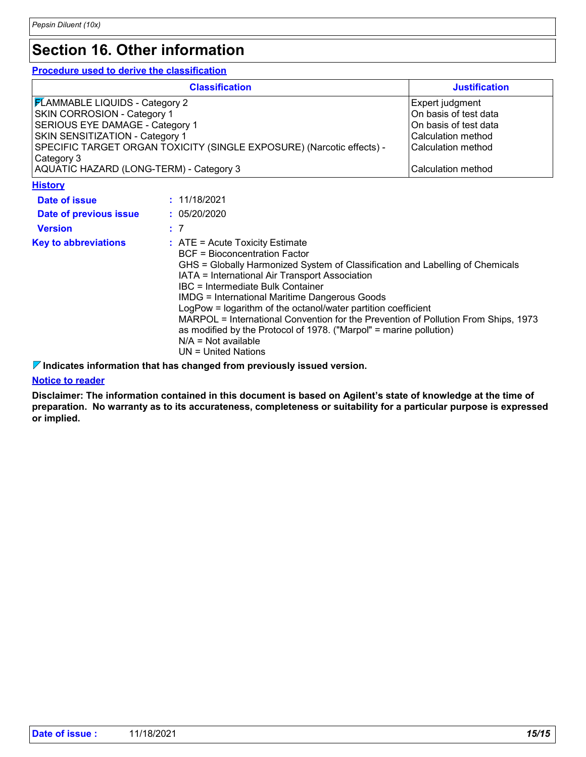# Section 16. Other information

**Procedure used to derive the classification**

| Classification | Justification |
| --- | --- |
| FLAMMABLE LIQUIDS - Category 2 | Expert judgment |
| SKIN CORROSION - Category 1 | On basis of test data |
| SERIOUS EYE DAMAGE - Category 1 | On basis of test data |
| SKIN SENSITIZATION - Category 1 | Calculation method |
| SPECIFIC TARGET ORGAN TOXICITY (SINGLE EXPOSURE) (Narcotic effects) - Category 3 | Calculation method |
| AQUATIC HAZARD (LONG-TERM) - Category 3 | Calculation method |

**History**

**Date of issue** : 11/18/2021

**Date of previous issue** : 05/20/2020

**Version** : 7

**Key to abbreviations** :
ATE = Acute Toxicity Estimate
BCF = Bioconcentration Factor
GHS = Globally Harmonized System of Classification and Labelling of Chemicals
IATA = International Air Transport Association
IBC = Intermediate Bulk Container
IMDG = International Maritime Dangerous Goods
LogPow = logarithm of the octanol/water partition coefficient
MARPOL = International Convention for the Prevention of Pollution From Ships, 1973 as modified by the Protocol of 1978. ("Marpol" = marine pollution)
N/A = Not available
UN = United Nations

**Indicates information that has changed from previously issued version.**

**Notice to reader**

**Disclaimer: The information contained in this document is based on Agilent's state of knowledge at the time of preparation. No warranty as to its accurateness, completeness or suitability for a particular purpose is expressed or implied.**